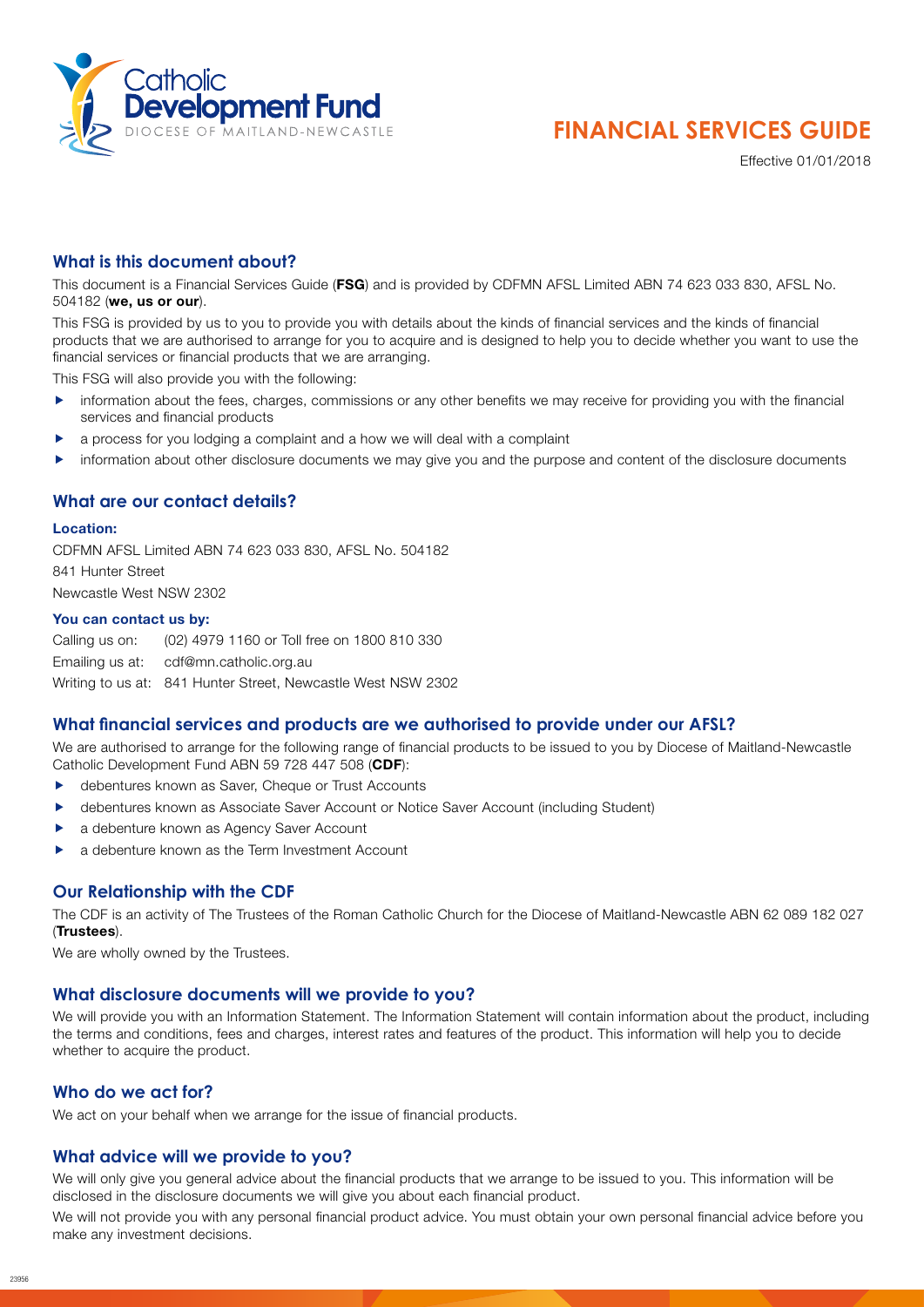Catholic Development Fund
DIOCESE OF MAITLAND-NEWCASTLE

# FINANCIAL SERVICES GUIDE

Effective 01/01/2018

## What is this document about?

This document is a Financial Services Guide (**FSG**) and is provided by CDFMN AFSL Limited ABN 74 623 033 830, AFSL No. 504182 (**we, us or our**).

This FSG is provided by us to you to provide you with details about the kinds of financial services and the kinds of financial products that we are authorised to arrange for you to acquire and is designed to help you to decide whether you want to use the financial services or financial products that we are arranging.

This FSG will also provide you with the following:

- information about the fees, charges, commissions or any other benefits we may receive for providing you with the financial services and financial products
- a process for you lodging a complaint and a how we will deal with a complaint
- information about other disclosure documents we may give you and the purpose and content of the disclosure documents

## What are our contact details?

**Location:**

CDFMN AFSL Limited ABN 74 623 033 830, AFSL No. 504182
841 Hunter Street
Newcastle West NSW 2302

**You can contact us by:**

Calling us on: (02) 4979 1160 or Toll free on 1800 810 330
Emailing us at: cdf@mn.catholic.org.au
Writing to us at: 841 Hunter Street, Newcastle West NSW 2302

## What financial services and products are we authorised to provide under our AFSL?

We are authorised to arrange for the following range of financial products to be issued to you by Diocese of Maitland-Newcastle Catholic Development Fund ABN 59 728 447 508 (**CDF**):

- debentures known as Saver, Cheque or Trust Accounts
- debentures known as Associate Saver Account or Notice Saver Account (including Student)
- a debenture known as Agency Saver Account
- a debenture known as the Term Investment Account

## Our Relationship with the CDF

The CDF is an activity of The Trustees of the Roman Catholic Church for the Diocese of Maitland-Newcastle ABN 62 089 182 027 (**Trustees**).

We are wholly owned by the Trustees.

## What disclosure documents will we provide to you?

We will provide you with an Information Statement. The Information Statement will contain information about the product, including the terms and conditions, fees and charges, interest rates and features of the product. This information will help you to decide whether to acquire the product.

## Who do we act for?

We act on your behalf when we arrange for the issue of financial products.

## What advice will we provide to you?

We will only give you general advice about the financial products that we arrange to be issued to you. This information will be disclosed in the disclosure documents we will give you about each financial product.

We will not provide you with any personal financial product advice. You must obtain your own personal financial advice before you make any investment decisions.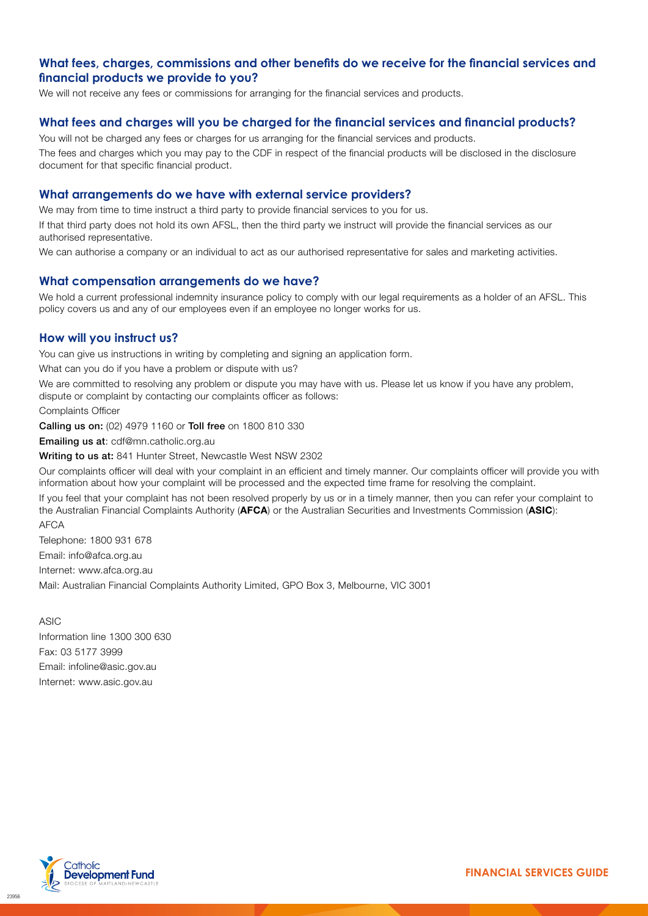## What fees, charges, commissions and other benefits do we receive for the financial services and financial products we provide to you?

We will not receive any fees or commissions for arranging for the financial services and products.

## What fees and charges will you be charged for the financial services and financial products?

You will not be charged any fees or charges for us arranging for the financial services and products.

The fees and charges which you may pay to the CDF in respect of the financial products will be disclosed in the disclosure document for that specific financial product.

## What arrangements do we have with external service providers?

We may from time to time instruct a third party to provide financial services to you for us.

If that third party does not hold its own AFSL, then the third party we instruct will provide the financial services as our authorised representative.

We can authorise a company or an individual to act as our authorised representative for sales and marketing activities.

## What compensation arrangements do we have?

We hold a current professional indemnity insurance policy to comply with our legal requirements as a holder of an AFSL. This policy covers us and any of our employees even if an employee no longer works for us.

## How will you instruct us?

You can give us instructions in writing by completing and signing an application form.

What can you do if you have a problem or dispute with us?

We are committed to resolving any problem or dispute you may have with us. Please let us know if you have any problem, dispute or complaint by contacting our complaints officer as follows:

Complaints Officer

**Calling us on:** (02) 4979 1160 or **Toll free** on 1800 810 330

**Emailing us at**: cdf@mn.catholic.org.au

**Writing to us at:** 841 Hunter Street, Newcastle West NSW 2302

Our complaints officer will deal with your complaint in an efficient and timely manner. Our complaints officer will provide you with information about how your complaint will be processed and the expected time frame for resolving the complaint.

If you feel that your complaint has not been resolved properly by us or in a timely manner, then you can refer your complaint to the Australian Financial Complaints Authority (**AFCA**) or the Australian Securities and Investments Commission (**ASIC**):

AFCA

Telephone: 1800 931 678

Email: info@afca.org.au

Internet: www.afca.org.au

Mail: Australian Financial Complaints Authority Limited, GPO Box 3, Melbourne, VIC 3001

ASIC

Information line 1300 300 630

Fax: 03 5177 3999

Email: infoline@asic.gov.au

Internet: www.asic.gov.au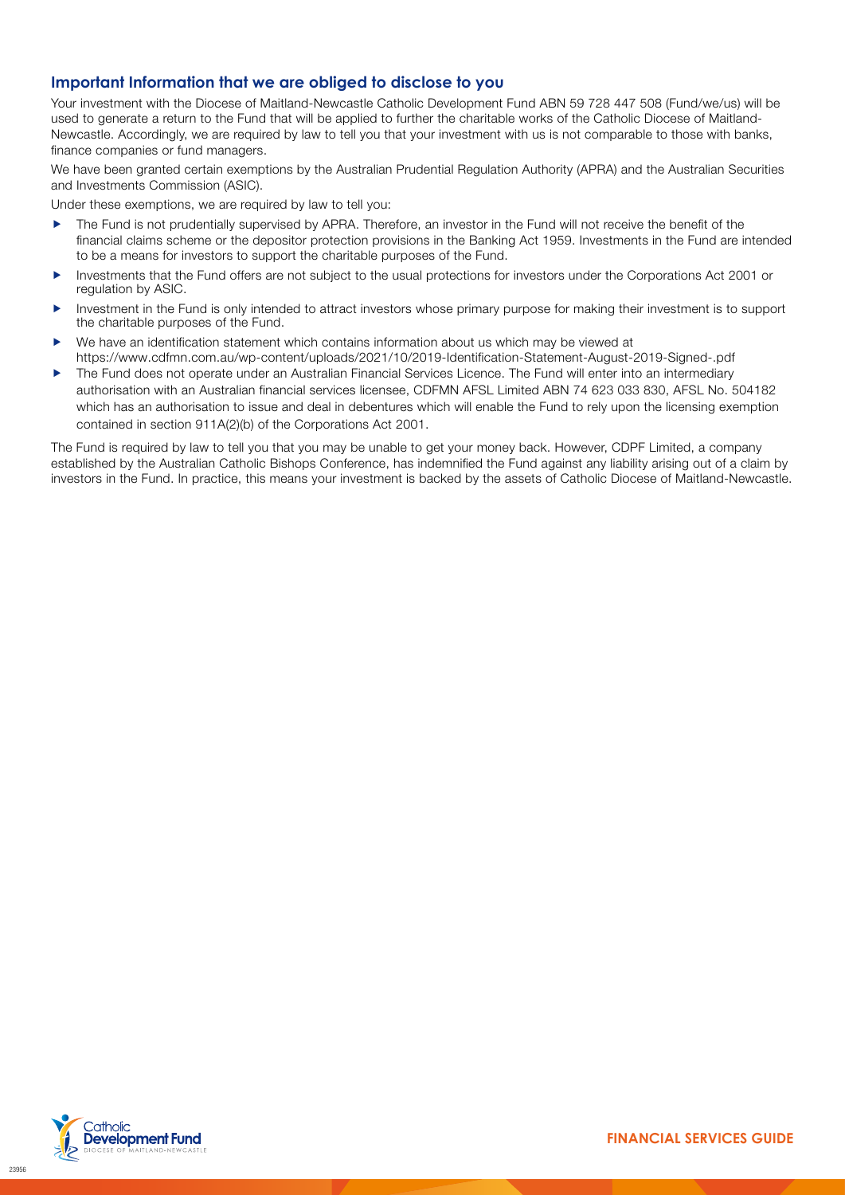## Important Information that we are obliged to disclose to you

Your investment with the Diocese of Maitland-Newcastle Catholic Development Fund ABN 59 728 447 508 (Fund/we/us) will be used to generate a return to the Fund that will be applied to further the charitable works of the Catholic Diocese of Maitland-Newcastle. Accordingly, we are required by law to tell you that your investment with us is not comparable to those with banks, finance companies or fund managers.

We have been granted certain exemptions by the Australian Prudential Regulation Authority (APRA) and the Australian Securities and Investments Commission (ASIC).

Under these exemptions, we are required by law to tell you:

- The Fund is not prudentially supervised by APRA. Therefore, an investor in the Fund will not receive the benefit of the financial claims scheme or the depositor protection provisions in the Banking Act 1959. Investments in the Fund are intended to be a means for investors to support the charitable purposes of the Fund.
- Investments that the Fund offers are not subject to the usual protections for investors under the Corporations Act 2001 or regulation by ASIC.
- Investment in the Fund is only intended to attract investors whose primary purpose for making their investment is to support the charitable purposes of the Fund.
- We have an identification statement which contains information about us which may be viewed at https://www.cdfmn.com.au/wp-content/uploads/2021/10/2019-Identification-Statement-August-2019-Signed-.pdf
- The Fund does not operate under an Australian Financial Services Licence. The Fund will enter into an intermediary authorisation with an Australian financial services licensee, CDFMN AFSL Limited ABN 74 623 033 830, AFSL No. 504182 which has an authorisation to issue and deal in debentures which will enable the Fund to rely upon the licensing exemption contained in section 911A(2)(b) of the Corporations Act 2001.

The Fund is required by law to tell you that you may be unable to get your money back. However, CDPF Limited, a company established by the Australian Catholic Bishops Conference, has indemnified the Fund against any liability arising out of a claim by investors in the Fund. In practice, this means your investment is backed by the assets of Catholic Diocese of Maitland-Newcastle.

Catholic Development Fund
DIOCESE OF MAITLAND-NEWCASTLE

FINANCIAL SERVICES GUIDE

23956